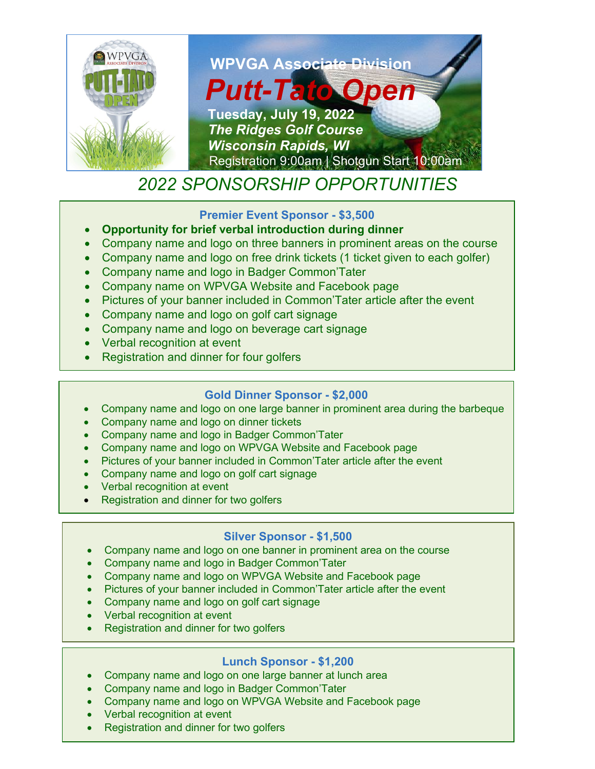# WPVGA Associate Division

# *Putt-Tato Open*

**Tuesday, July 19, 2022**
***The Ridges Golf Course***
***Wisconsin Rapids, WI***
Registration 9:00am | Shotgun Start 10:00am

## *2022 SPONSORSHIP OPPORTUNITIES*

### Premier Event Sponsor - $3,500

- **Opportunity for brief verbal introduction during dinner**
- Company name and logo on three banners in prominent areas on the course
- Company name and logo on free drink tickets (1 ticket given to each golfer)
- Company name and logo in Badger Common'Tater
- Company name on WPVGA Website and Facebook page
- Pictures of your banner included in Common'Tater article after the event
- Company name and logo on golf cart signage
- Company name and logo on beverage cart signage
- Verbal recognition at event
- Registration and dinner for four golfers

### Gold Dinner Sponsor - $2,000

- Company name and logo on one large banner in prominent area during the barbeque
- Company name and logo on dinner tickets
- Company name and logo in Badger Common'Tater
- Company name and logo on WPVGA Website and Facebook page
- Pictures of your banner included in Common'Tater article after the event
- Company name and logo on golf cart signage
- Verbal recognition at event
- Registration and dinner for two golfers

### Silver Sponsor - $1,500

- Company name and logo on one banner in prominent area on the course
- Company name and logo in Badger Common'Tater
- Company name and logo on WPVGA Website and Facebook page
- Pictures of your banner included in Common'Tater article after the event
- Company name and logo on golf cart signage
- Verbal recognition at event
- Registration and dinner for two golfers

### Lunch Sponsor - $1,200

- Company name and logo on one large banner at lunch area
- Company name and logo in Badger Common'Tater
- Company name and logo on WPVGA Website and Facebook page
- Verbal recognition at event
- Registration and dinner for two golfers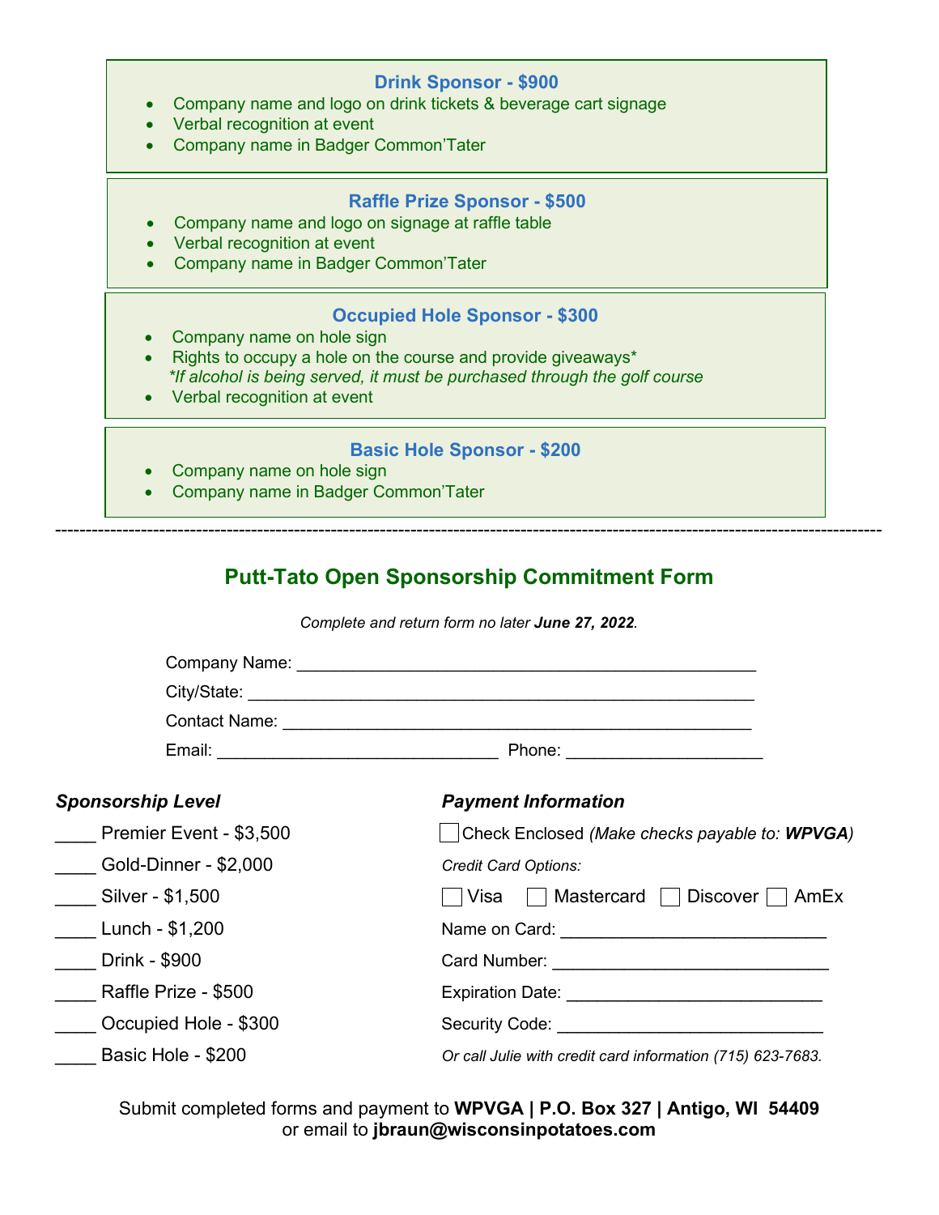### Drink Sponsor - $900

- Company name and logo on drink tickets & beverage cart signage
- Verbal recognition at event
- Company name in Badger Common'Tater

### Raffle Prize Sponsor - $500

- Company name and logo on signage at raffle table
- Verbal recognition at event
- Company name in Badger Common'Tater

### Occupied Hole Sponsor - $300

- Company name on hole sign
- Rights to occupy a hole on the course and provide giveaways*
  *\*If alcohol is being served, it must be purchased through the golf course*
- Verbal recognition at event

### Basic Hole Sponsor - $200

- Company name on hole sign
- Company name in Badger Common'Tater

---

## Putt-Tato Open Sponsorship Commitment Form

*Complete and return form no later **June 27, 2022**.*

Company Name: ___________________________________________________

City/State: ______________________________________________________

Contact Name: ___________________________________________________

Email: ______________________________ Phone: _____________________

***Sponsorship Level***

____ Premier Event - $3,500

____ Gold-Dinner - $2,000

____ Silver - $1,500

____ Lunch - $1,200

____ Drink - $900

____ Raffle Prize - $500

____ Occupied Hole - $300

____ Basic Hole - $200

***Payment Information***

☐ Check Enclosed *(Make checks payable to: **WPVGA**)*

*Credit Card Options:*

☐ Visa ☐ Mastercard ☐ Discover ☐ AmEx

Name on Card: ___________________________

Card Number: _____________________________

Expiration Date: __________________________

Security Code: ____________________________

*Or call Julie with credit card information (715) 623-7683.*

Submit completed forms and payment to **WPVGA | P.O. Box 327 | Antigo, WI 54409**
or email to **jbraun@wisconsinpotatoes.com**